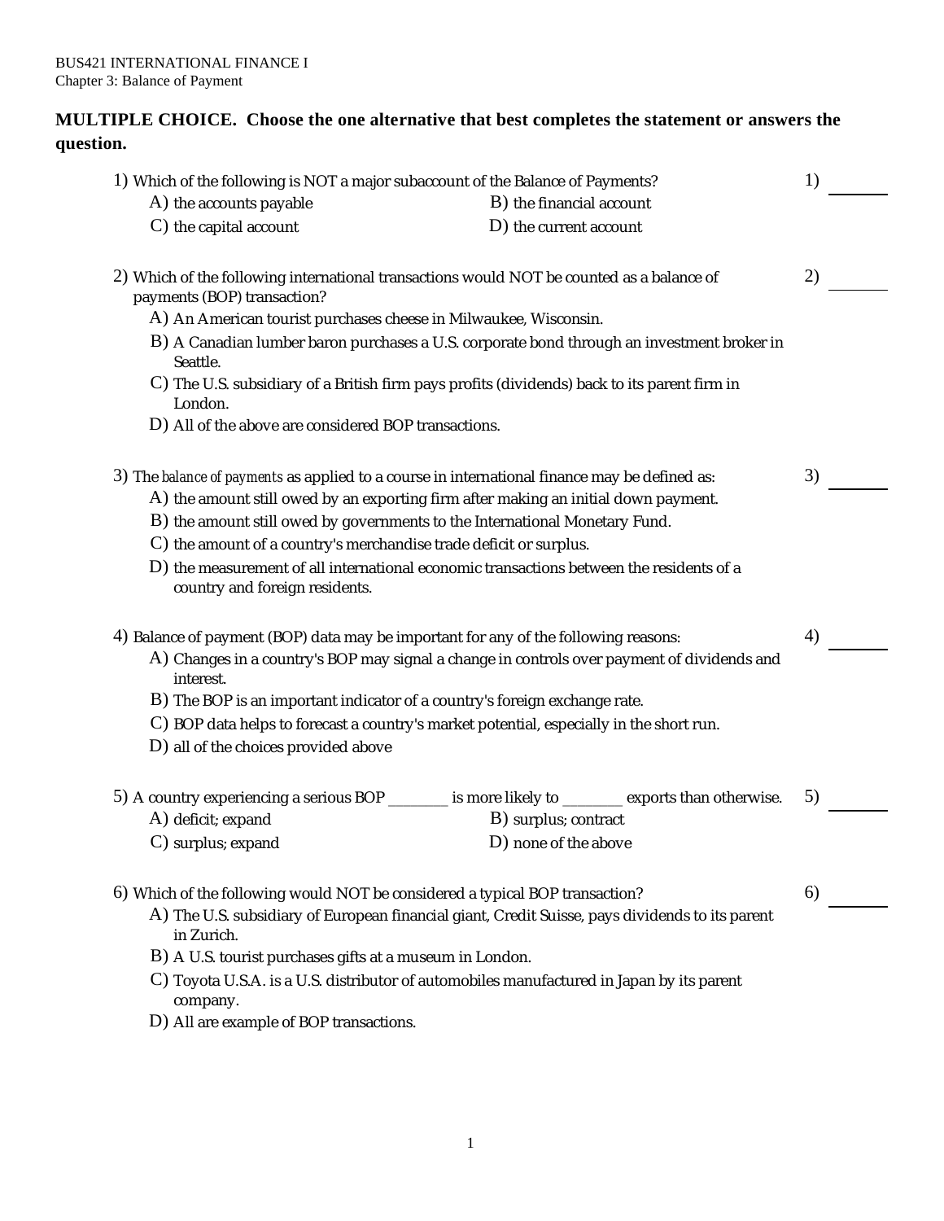BUS421 INTERNATIONAL FINANCE I
Chapter 3: Balance of Payment

**MULTIPLE CHOICE. Choose the one alternative that best completes the statement or answers the question.**

1) Which of the following is NOT a major subaccount of the Balance of Payments? 1) ________

A) the accounts payable
B) the financial account
C) the capital account
D) the current account

2) Which of the following international transactions would NOT be counted as a balance of payments (BOP) transaction? 2) ________

A) An American tourist purchases cheese in Milwaukee, Wisconsin.
B) A Canadian lumber baron purchases a U.S. corporate bond through an investment broker in Seattle.
C) The U.S. subsidiary of a British firm pays profits (dividends) back to its parent firm in London.
D) All of the above are considered BOP transactions.

3) The *balance of payments* as applied to a course in international finance may be defined as: 3) ________

A) the amount still owed by an exporting firm after making an initial down payment.
B) the amount still owed by governments to the International Monetary Fund.
C) the amount of a country's merchandise trade deficit or surplus.
D) the measurement of all international economic transactions between the residents of a country and foreign residents.

4) Balance of payment (BOP) data may be important for any of the following reasons: 4) ________

A) Changes in a country's BOP may signal a change in controls over payment of dividends and interest.
B) The BOP is an important indicator of a country's foreign exchange rate.
C) BOP data helps to forecast a country's market potential, especially in the short run.
D) all of the choices provided above

5) A country experiencing a serious BOP ________ is more likely to ________ exports than otherwise. 5) ________

A) deficit; expand
B) surplus; contract
C) surplus; expand
D) none of the above

6) Which of the following would NOT be considered a typical BOP transaction? 6) ________

A) The U.S. subsidiary of European financial giant, Credit Suisse, pays dividends to its parent in Zurich.
B) A U.S. tourist purchases gifts at a museum in London.
C) Toyota U.S.A. is a U.S. distributor of automobiles manufactured in Japan by its parent company.
D) All are example of BOP transactions.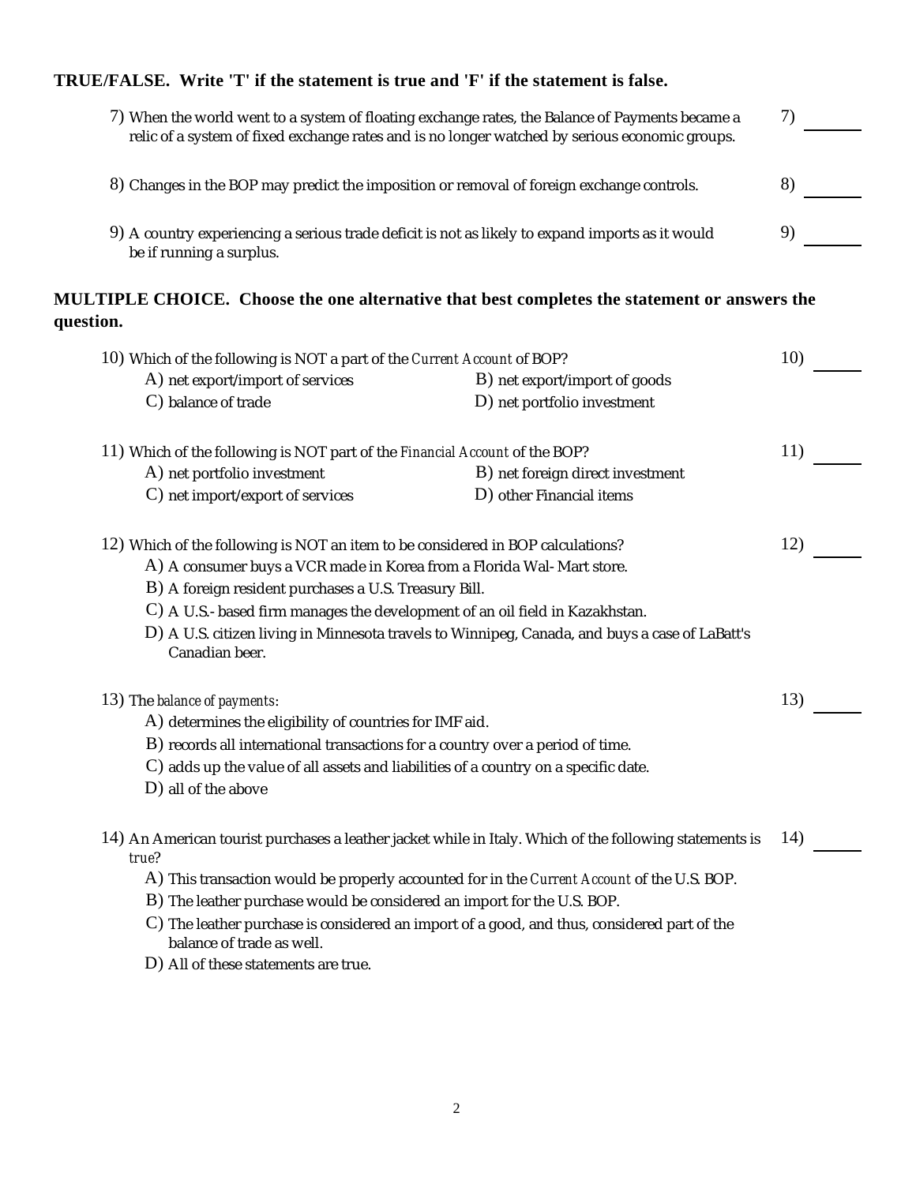**TRUE/FALSE. Write 'T' if the statement is true and 'F' if the statement is false.**

7) When the world went to a system of floating exchange rates, the Balance of Payments became a relic of a system of fixed exchange rates and is no longer watched by serious economic groups. 7) _______

8) Changes in the BOP may predict the imposition or removal of foreign exchange controls. 8) _______

9) A country experiencing a serious trade deficit is not as likely to expand imports as it would be if running a surplus. 9) _______

**MULTIPLE CHOICE. Choose the one alternative that best completes the statement or answers the question.**

10) Which of the following is NOT a part of the *Current Account* of BOP? 10) _______

A) net export/import of services
B) net export/import of goods
C) balance of trade
D) net portfolio investment

11) Which of the following is NOT part of the *Financial Account* of the BOP? 11) _______

A) net portfolio investment
B) net foreign direct investment
C) net import/export of services
D) other Financial items

12) Which of the following is NOT an item to be considered in BOP calculations? 12) _______

A) A consumer buys a VCR made in Korea from a Florida Wal-Mart store.
B) A foreign resident purchases a U.S. Treasury Bill.
C) A U.S.-based firm manages the development of an oil field in Kazakhstan.
D) A U.S. citizen living in Minnesota travels to Winnipeg, Canada, and buys a case of LaBatt's Canadian beer.

13) The *balance of payments*: 13) _______

A) determines the eligibility of countries for IMF aid.
B) records all international transactions for a country over a period of time.
C) adds up the value of all assets and liabilities of a country on a specific date.
D) all of the above

14) An American tourist purchases a leather jacket while in Italy. Which of the following statements is *true*? 14) _______

A) This transaction would be properly accounted for in the *Current Account* of the U.S. BOP.
B) The leather purchase would be considered an import for the U.S. BOP.
C) The leather purchase is considered an import of a good, and thus, considered part of the balance of trade as well.
D) All of these statements are true.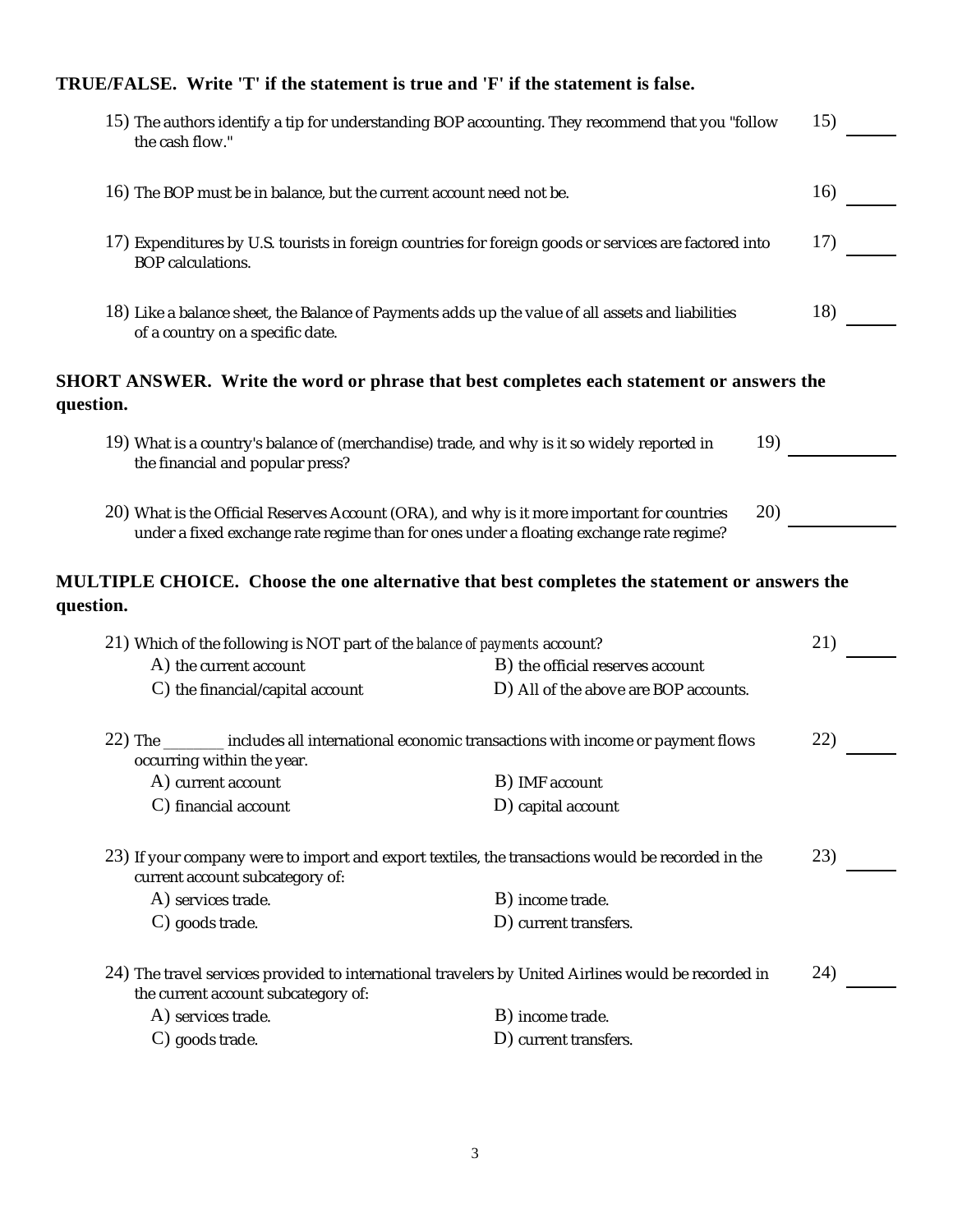**TRUE/FALSE. Write 'T' if the statement is true and 'F' if the statement is false.**

15) The authors identify a tip for understanding BOP accounting. They recommend that you "follow the cash flow." 15) ______

16) The BOP must be in balance, but the current account need not be. 16) ______

17) Expenditures by U.S. tourists in foreign countries for foreign goods or services are factored into BOP calculations. 17) ______

18) Like a balance sheet, the Balance of Payments adds up the value of all assets and liabilities of a country on a specific date. 18) ______

**SHORT ANSWER. Write the word or phrase that best completes each statement or answers the question.**

19) What is a country's balance of (merchandise) trade, and why is it so widely reported in the financial and popular press? 19) ____________

20) What is the Official Reserves Account (ORA), and why is it more important for countries under a fixed exchange rate regime than for ones under a floating exchange rate regime? 20) ____________

**MULTIPLE CHOICE. Choose the one alternative that best completes the statement or answers the question.**

21) Which of the following is NOT part of the *balance of payments* account? 21) ______

A) the current account
B) the official reserves account
C) the financial/capital account
D) All of the above are BOP accounts.

22) The ________ includes all international economic transactions with income or payment flows occurring within the year. 22) ______

A) current account
B) IMF account
C) financial account
D) capital account

23) If your company were to import and export textiles, the transactions would be recorded in the current account subcategory of: 23) ______

A) services trade.
B) income trade.
C) goods trade.
D) current transfers.

24) The travel services provided to international travelers by United Airlines would be recorded in the current account subcategory of: 24) ______

A) services trade.
B) income trade.
C) goods trade.
D) current transfers.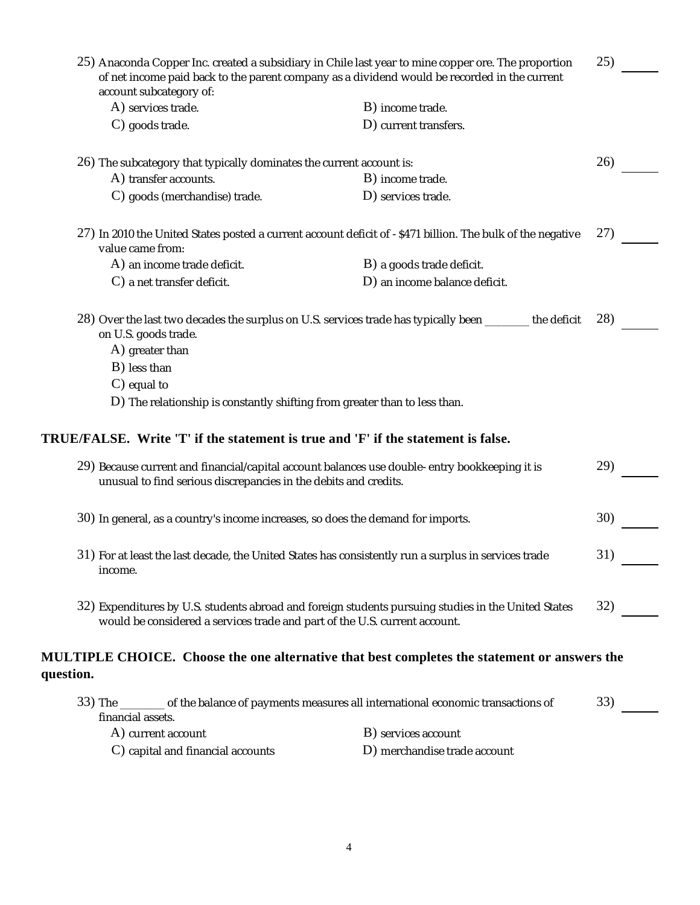25) Anaconda Copper Inc. created a subsidiary in Chile last year to mine copper ore. The proportion of net income paid back to the parent company as a dividend would be recorded in the current account subcategory of: 25) ______

A) services trade.
B) income trade.
C) goods trade.
D) current transfers.

26) The subcategory that typically dominates the current account is: 26) ______

A) transfer accounts.
B) income trade.
C) goods (merchandise) trade.
D) services trade.

27) In 2010 the United States posted a current account deficit of - $471 billion. The bulk of the negative value came from: 27) ______

A) an income trade deficit.
B) a goods trade deficit.
C) a net transfer deficit.
D) an income balance deficit.

28) Over the last two decades the surplus on U.S. services trade has typically been ________ the deficit on U.S. goods trade. 28) ______

A) greater than
B) less than
C) equal to
D) The relationship is constantly shifting from greater than to less than.

**TRUE/FALSE. Write 'T' if the statement is true and 'F' if the statement is false.**

29) Because current and financial/capital account balances use double- entry bookkeeping it is unusual to find serious discrepancies in the debits and credits. 29) ______

30) In general, as a country's income increases, so does the demand for imports. 30) ______

31) For at least the last decade, the United States has consistently run a surplus in services trade income. 31) ______

32) Expenditures by U.S. students abroad and foreign students pursuing studies in the United States would be considered a services trade and part of the U.S. current account. 32) ______

**MULTIPLE CHOICE. Choose the one alternative that best completes the statement or answers the question.**

33) The ________ of the balance of payments measures all international economic transactions of financial assets. 33) ______

A) current account
B) services account
C) capital and financial accounts
D) merchandise trade account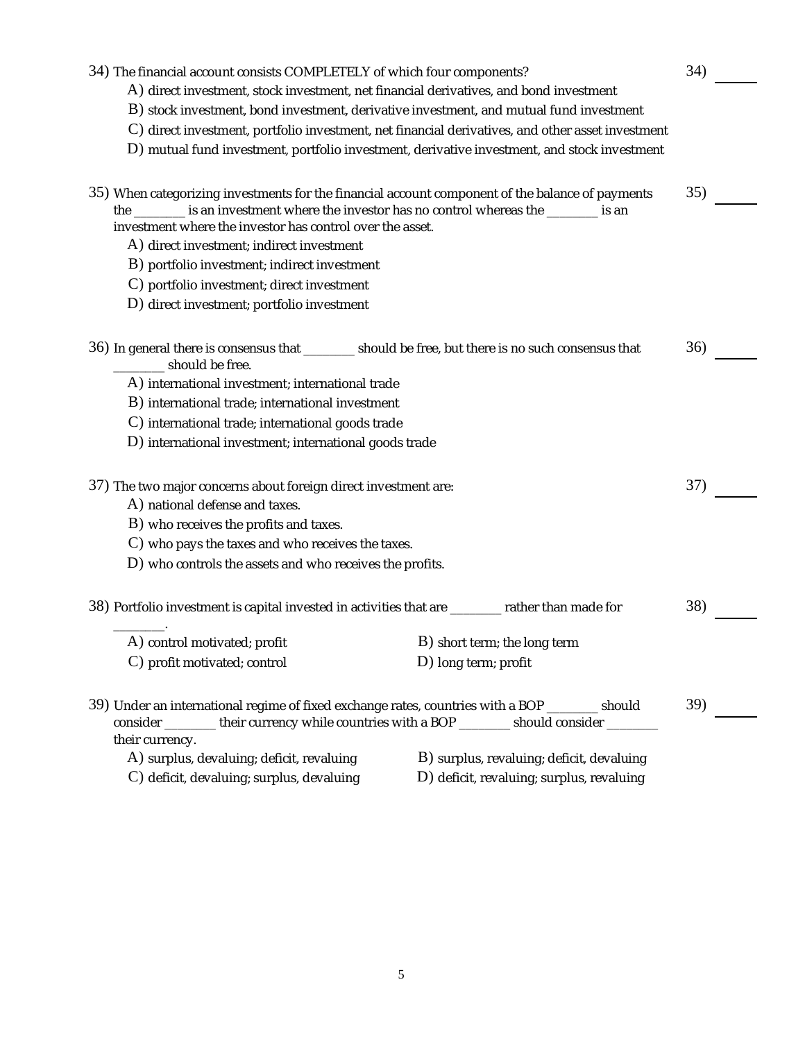34) The financial account consists COMPLETELY of which four components? 34) ______

A) direct investment, stock investment, net financial derivatives, and bond investment
B) stock investment, bond investment, derivative investment, and mutual fund investment
C) direct investment, portfolio investment, net financial derivatives, and other asset investment
D) mutual fund investment, portfolio investment, derivative investment, and stock investment

35) When categorizing investments for the financial account component of the balance of payments the ________ is an investment where the investor has no control whereas the ________ is an investment where the investor has control over the asset. 35) ______

A) direct investment; indirect investment
B) portfolio investment; indirect investment
C) portfolio investment; direct investment
D) direct investment; portfolio investment

36) In general there is consensus that ________ should be free, but there is no such consensus that ________ should be free. 36) ______

A) international investment; international trade
B) international trade; international investment
C) international trade; international goods trade
D) international investment; international goods trade

37) The two major concerns about foreign direct investment are: 37) ______

A) national defense and taxes.
B) who receives the profits and taxes.
C) who pays the taxes and who receives the taxes.
D) who controls the assets and who receives the profits.

38) Portfolio investment is capital invested in activities that are ________ rather than made for ________. 38) ______

A) control motivated; profit
B) short term; the long term
C) profit motivated; control
D) long term; profit

39) Under an international regime of fixed exchange rates, countries with a BOP ________ should consider ________ their currency while countries with a BOP ________ should consider ________ their currency. 39) ______

A) surplus, devaluing; deficit, revaluing
B) surplus, revaluing; deficit, devaluing
C) deficit, devaluing; surplus, devaluing
D) deficit, revaluing; surplus, revaluing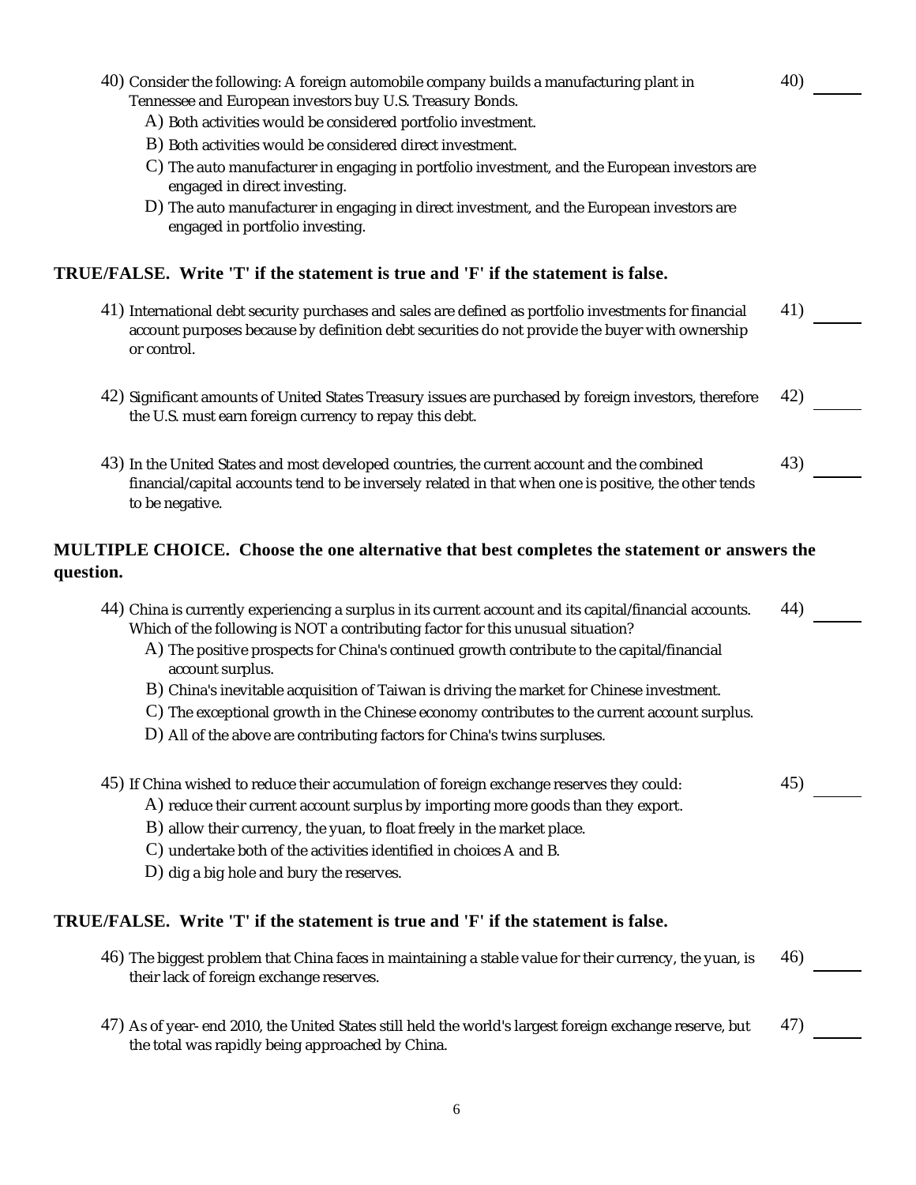40) Consider the following: A foreign automobile company builds a manufacturing plant in Tennessee and European investors buy U.S. Treasury Bonds. 40) ______

A) Both activities would be considered portfolio investment.
B) Both activities would be considered direct investment.
C) The auto manufacturer in engaging in portfolio investment, and the European investors are engaged in direct investing.
D) The auto manufacturer in engaging in direct investment, and the European investors are engaged in portfolio investing.

**TRUE/FALSE. Write 'T' if the statement is true and 'F' if the statement is false.**

41) International debt security purchases and sales are defined as portfolio investments for financial account purposes because by definition debt securities do not provide the buyer with ownership or control. 41) ______

42) Significant amounts of United States Treasury issues are purchased by foreign investors, therefore the U.S. must earn foreign currency to repay this debt. 42) ______

43) In the United States and most developed countries, the current account and the combined financial/capital accounts tend to be inversely related in that when one is positive, the other tends to be negative. 43) ______

**MULTIPLE CHOICE. Choose the one alternative that best completes the statement or answers the question.**

44) China is currently experiencing a surplus in its current account and its capital/financial accounts. Which of the following is NOT a contributing factor for this unusual situation? 44) ______

A) The positive prospects for China's continued growth contribute to the capital/financial account surplus.
B) China's inevitable acquisition of Taiwan is driving the market for Chinese investment.
C) The exceptional growth in the Chinese economy contributes to the current account surplus.
D) All of the above are contributing factors for China's twins surpluses.

45) If China wished to reduce their accumulation of foreign exchange reserves they could: 45) ______

A) reduce their current account surplus by importing more goods than they export.
B) allow their currency, the yuan, to float freely in the market place.
C) undertake both of the activities identified in choices A and B.
D) dig a big hole and bury the reserves.

**TRUE/FALSE. Write 'T' if the statement is true and 'F' if the statement is false.**

46) The biggest problem that China faces in maintaining a stable value for their currency, the yuan, is their lack of foreign exchange reserves. 46) ______

47) As of year- end 2010, the United States still held the world's largest foreign exchange reserve, but the total was rapidly being approached by China. 47) ______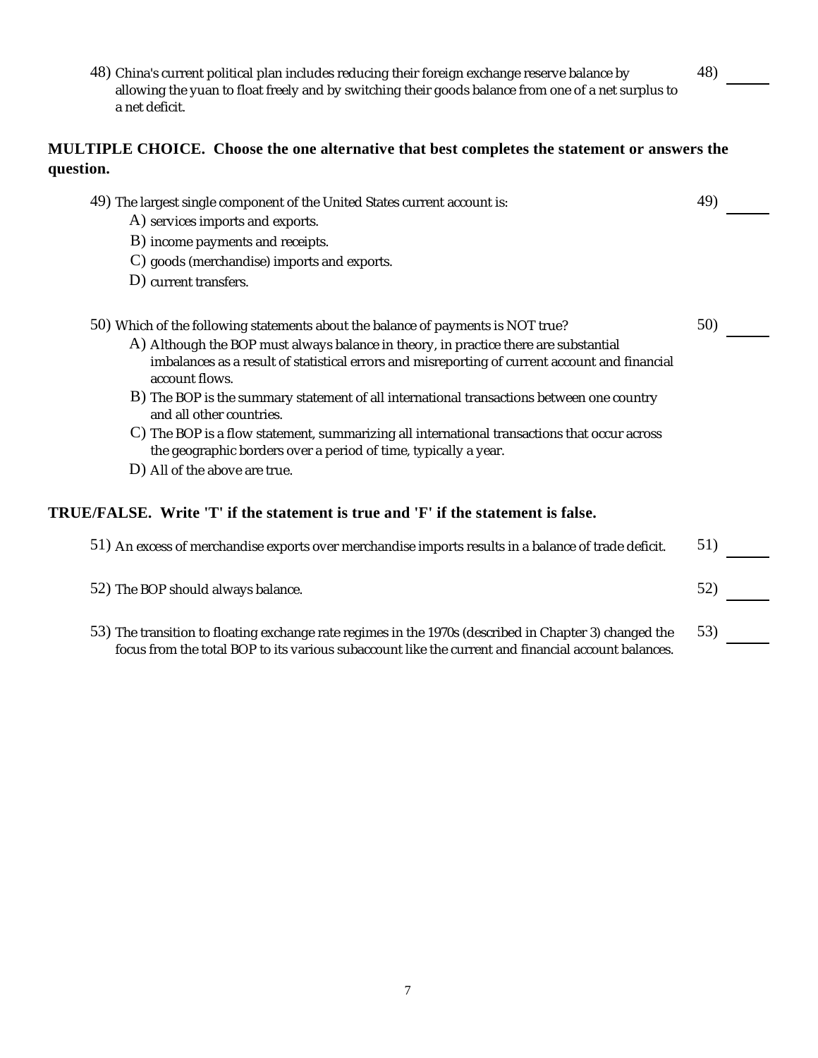48) China's current political plan includes reducing their foreign exchange reserve balance by allowing the yuan to float freely and by switching their goods balance from one of a net surplus to a net deficit. 48) ______

**MULTIPLE CHOICE. Choose the one alternative that best completes the statement or answers the question.**

49) The largest single component of the United States current account is: 49) ______

A) services imports and exports.

B) income payments and receipts.

C) goods (merchandise) imports and exports.

D) current transfers.

50) Which of the following statements about the balance of payments is NOT true? 50) ______

A) Although the BOP must always balance in theory, in practice there are substantial imbalances as a result of statistical errors and misreporting of current account and financial account flows.

B) The BOP is the summary statement of all international transactions between one country and all other countries.

C) The BOP is a flow statement, summarizing all international transactions that occur across the geographic borders over a period of time, typically a year.

D) All of the above are true.

**TRUE/FALSE. Write 'T' if the statement is true and 'F' if the statement is false.**

51) An excess of merchandise exports over merchandise imports results in a balance of trade deficit. 51) ______

52) The BOP should always balance. 52) ______

53) The transition to floating exchange rate regimes in the 1970s (described in Chapter 3) changed the focus from the total BOP to its various subaccount like the current and financial account balances. 53) ______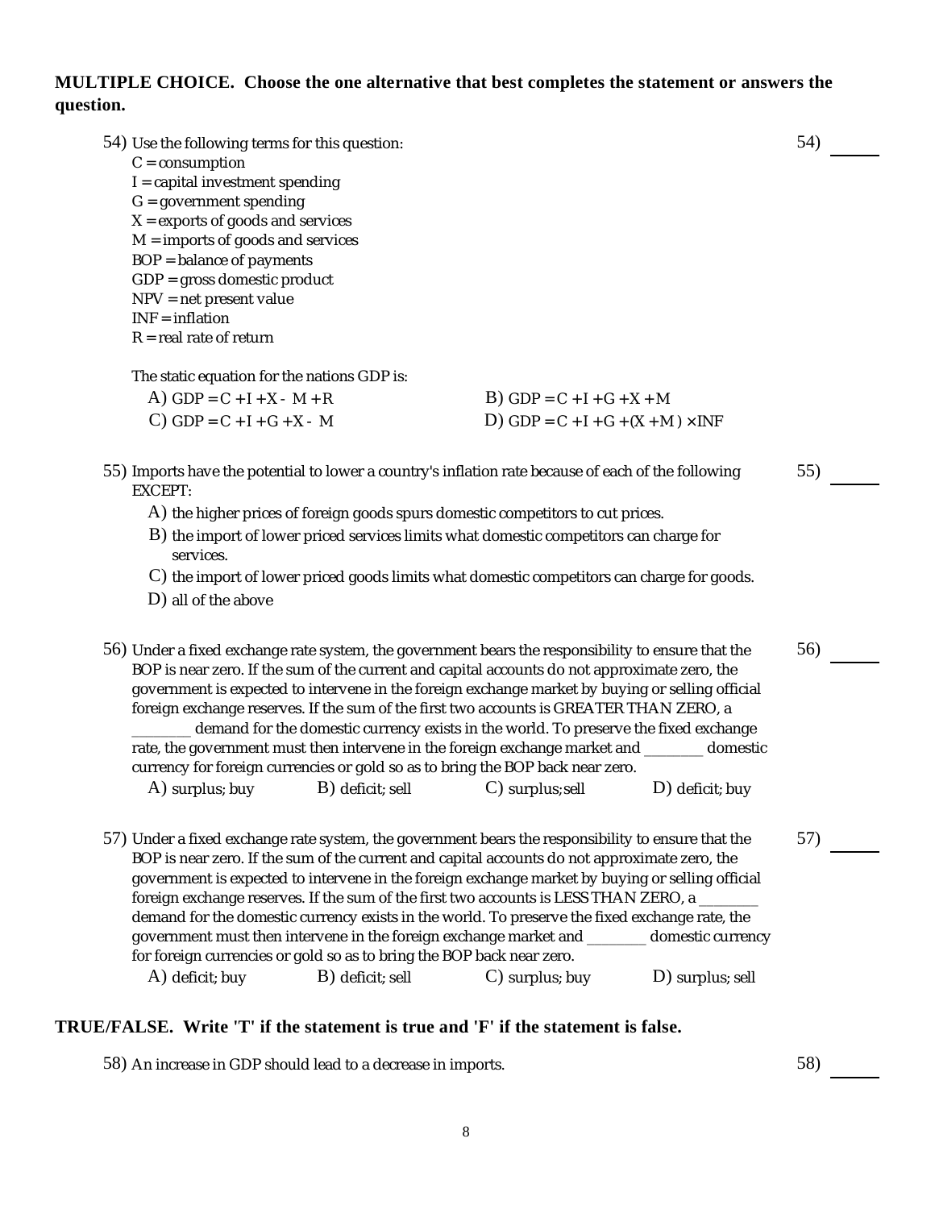**MULTIPLE CHOICE. Choose the one alternative that best completes the statement or answers the question.**

54) Use the following terms for this question:

C = consumption
I = capital investment spending
G = government spending
X = exports of goods and services
M = imports of goods and services
BOP = balance of payments
GDP = gross domestic product
NPV = net present value
INF = inflation
R = real rate of return

The static equation for the nations GDP is:

A) $GDP = C + I + X - M + R$
B) $GDP = C + I + G + X + M$
C) $GDP = C + I + G + X - M$
D) $GDP = C + I + G + (X + M) \times INF$

54) ______

55) Imports have the potential to lower a country's inflation rate because of each of the following EXCEPT:

A) the higher prices of foreign goods spurs domestic competitors to cut prices.
B) the import of lower priced services limits what domestic competitors can charge for services.
C) the import of lower priced goods limits what domestic competitors can charge for goods.
D) all of the above

55) ______

56) Under a fixed exchange rate system, the government bears the responsibility to ensure that the BOP is near zero. If the sum of the current and capital accounts do not approximate zero, the government is expected to intervene in the foreign exchange market by buying or selling official foreign exchange reserves. If the sum of the first two accounts is GREATER THAN ZERO, a ________ demand for the domestic currency exists in the world. To preserve the fixed exchange rate, the government must then intervene in the foreign exchange market and ________ domestic currency for foreign currencies or gold so as to bring the BOP back near zero.

A) surplus; buy
B) deficit; sell
C) surplus;sell
D) deficit; buy

56) ______

57) Under a fixed exchange rate system, the government bears the responsibility to ensure that the BOP is near zero. If the sum of the current and capital accounts do not approximate zero, the government is expected to intervene in the foreign exchange market by buying or selling official foreign exchange reserves. If the sum of the first two accounts is LESS THAN ZERO, a ________ demand for the domestic currency exists in the world. To preserve the fixed exchange rate, the government must then intervene in the foreign exchange market and ________ domestic currency for foreign currencies or gold so as to bring the BOP back near zero.

A) deficit; buy
B) deficit; sell
C) surplus; buy
D) surplus; sell

57) ______

**TRUE/FALSE. Write 'T' if the statement is true and 'F' if the statement is false.**

58) An increase in GDP should lead to a decrease in imports.

58) ______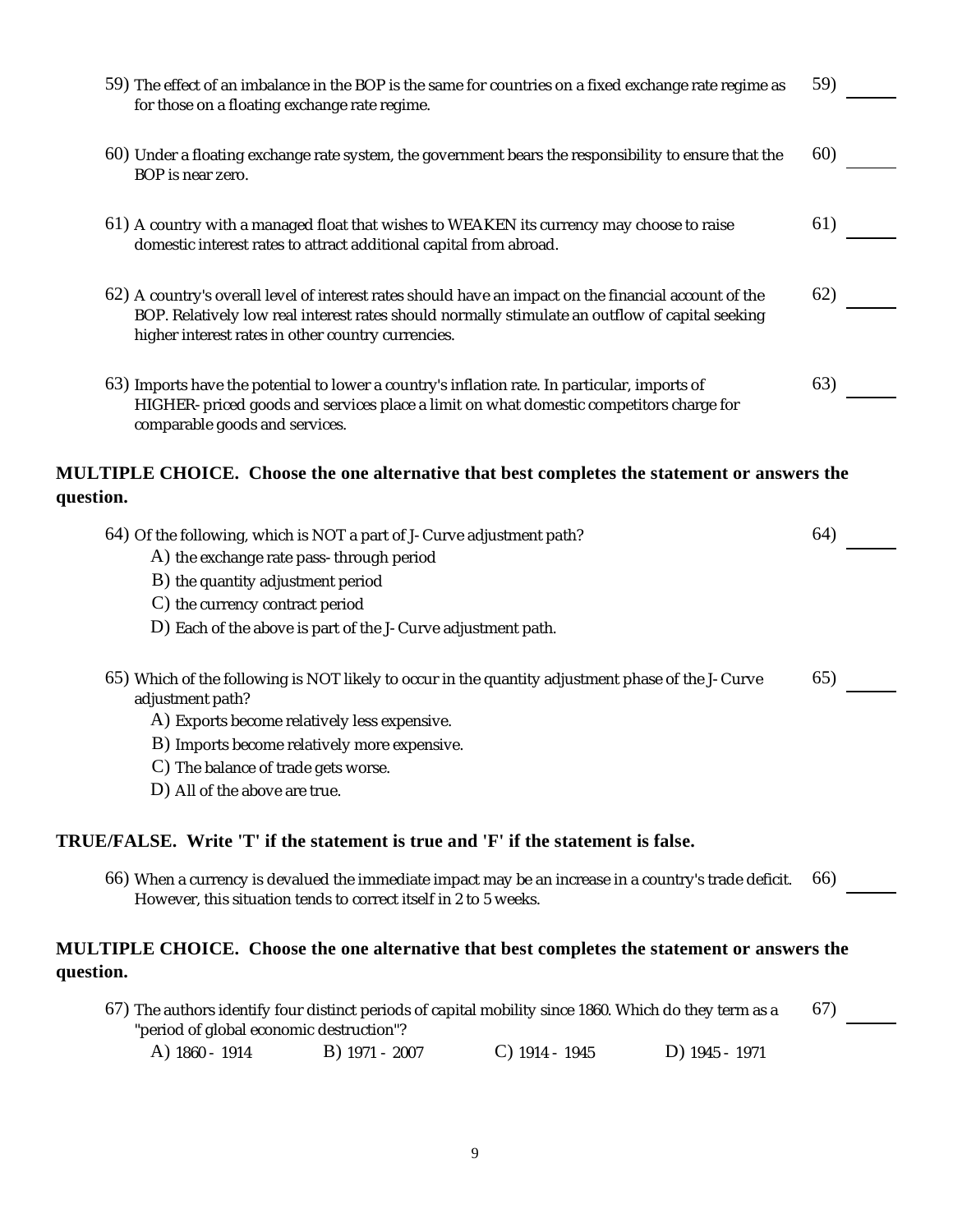59) The effect of an imbalance in the BOP is the same for countries on a fixed exchange rate regime as for those on a floating exchange rate regime. 59) ______

60) Under a floating exchange rate system, the government bears the responsibility to ensure that the BOP is near zero. 60) ______

61) A country with a managed float that wishes to WEAKEN its currency may choose to raise domestic interest rates to attract additional capital from abroad. 61) ______

62) A country's overall level of interest rates should have an impact on the financial account of the BOP. Relatively low real interest rates should normally stimulate an outflow of capital seeking higher interest rates in other country currencies. 62) ______

63) Imports have the potential to lower a country's inflation rate. In particular, imports of HIGHER-priced goods and services place a limit on what domestic competitors charge for comparable goods and services. 63) ______

**MULTIPLE CHOICE. Choose the one alternative that best completes the statement or answers the question.**

64) Of the following, which is NOT a part of J-Curve adjustment path? 64) ______

A) the exchange rate pass-through period
B) the quantity adjustment period
C) the currency contract period
D) Each of the above is part of the J-Curve adjustment path.

65) Which of the following is NOT likely to occur in the quantity adjustment phase of the J-Curve adjustment path? 65) ______

A) Exports become relatively less expensive.
B) Imports become relatively more expensive.
C) The balance of trade gets worse.
D) All of the above are true.

**TRUE/FALSE. Write 'T' if the statement is true and 'F' if the statement is false.**

66) When a currency is devalued the immediate impact may be an increase in a country's trade deficit. However, this situation tends to correct itself in 2 to 5 weeks. 66) ______

**MULTIPLE CHOICE. Choose the one alternative that best completes the statement or answers the question.**

67) The authors identify four distinct periods of capital mobility since 1860. Which do they term as a "period of global economic destruction"? 67) ______

A) 1860 - 1914 B) 1971 - 2007 C) 1914 - 1945 D) 1945 - 1971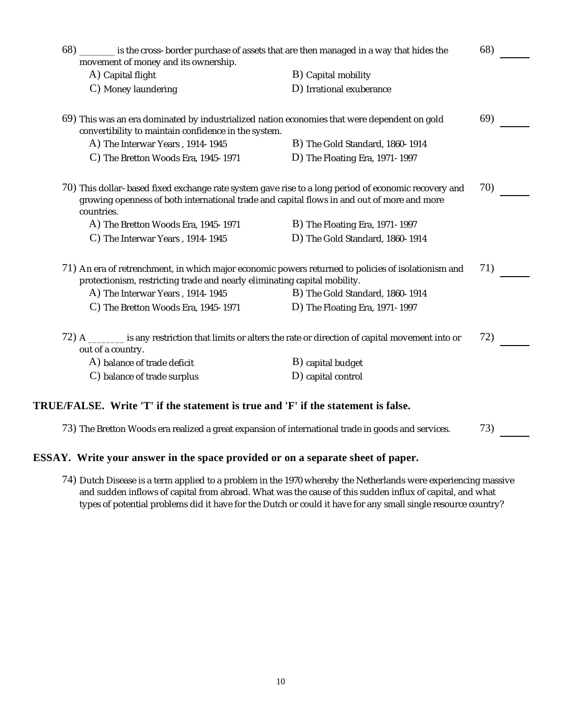68) _______ is the cross-border purchase of assets that are then managed in a way that hides the movement of money and its ownership. 68) ______

A) Capital flight
B) Capital mobility
C) Money laundering
D) Irrational exuberance

69) This was an era dominated by industrialized nation economies that were dependent on gold convertibility to maintain confidence in the system. 69) ______

A) The Interwar Years , 1914-1945
B) The Gold Standard, 1860-1914
C) The Bretton Woods Era, 1945-1971
D) The Floating Era, 1971-1997

70) This dollar-based fixed exchange rate system gave rise to a long period of economic recovery and growing openness of both international trade and capital flows in and out of more and more countries. 70) ______

A) The Bretton Woods Era, 1945-1971
B) The Floating Era, 1971-1997
C) The Interwar Years , 1914-1945
D) The Gold Standard, 1860-1914

71) An era of retrenchment, in which major economic powers returned to policies of isolationism and protectionism, restricting trade and nearly eliminating capital mobility. 71) ______

A) The Interwar Years , 1914-1945
B) The Gold Standard, 1860-1914
C) The Bretton Woods Era, 1945-1971
D) The Floating Era, 1971-1997

72) A _______ is any restriction that limits or alters the rate or direction of capital movement into or out of a country. 72) ______

A) balance of trade deficit
B) capital budget
C) balance of trade surplus
D) capital control

**TRUE/FALSE. Write 'T' if the statement is true and 'F' if the statement is false.**

73) The Bretton Woods era realized a great expansion of international trade in goods and services. 73) ______

**ESSAY. Write your answer in the space provided or on a separate sheet of paper.**

74) Dutch Disease is a term applied to a problem in the 1970 whereby the Netherlands were experiencing massive and sudden inflows of capital from abroad. What was the cause of this sudden influx of capital, and what types of potential problems did it have for the Dutch or could it have for any small single resource country?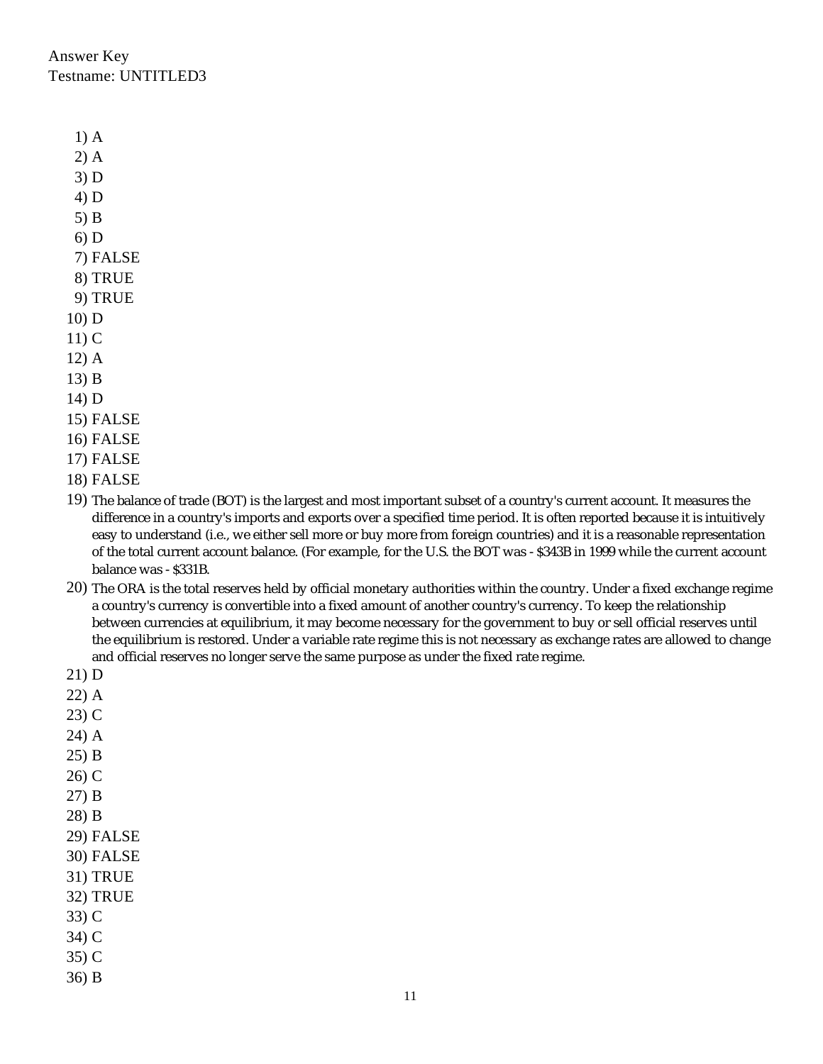Answer Key
Testname: UNTITLED3

1) A
2) A
3) D
4) D
5) B
6) D
7) FALSE
8) TRUE
9) TRUE
10) D
11) C
12) A
13) B
14) D
15) FALSE
16) FALSE
17) FALSE
18) FALSE
19) The balance of trade (BOT) is the largest and most important subset of a country's current account. It measures the difference in a country's imports and exports over a specified time period. It is often reported because it is intuitively easy to understand (i.e., we either sell more or buy more from foreign countries) and it is a reasonable representation of the total current account balance. (For example, for the U.S. the BOT was - $343B in 1999 while the current account balance was - $331B.
20) The ORA is the total reserves held by official monetary authorities within the country. Under a fixed exchange regime a country's currency is convertible into a fixed amount of another country's currency. To keep the relationship between currencies at equilibrium, it may become necessary for the government to buy or sell official reserves until the equilibrium is restored. Under a variable rate regime this is not necessary as exchange rates are allowed to change and official reserves no longer serve the same purpose as under the fixed rate regime.
21) D
22) A
23) C
24) A
25) B
26) C
27) B
28) B
29) FALSE
30) FALSE
31) TRUE
32) TRUE
33) C
34) C
35) C
36) B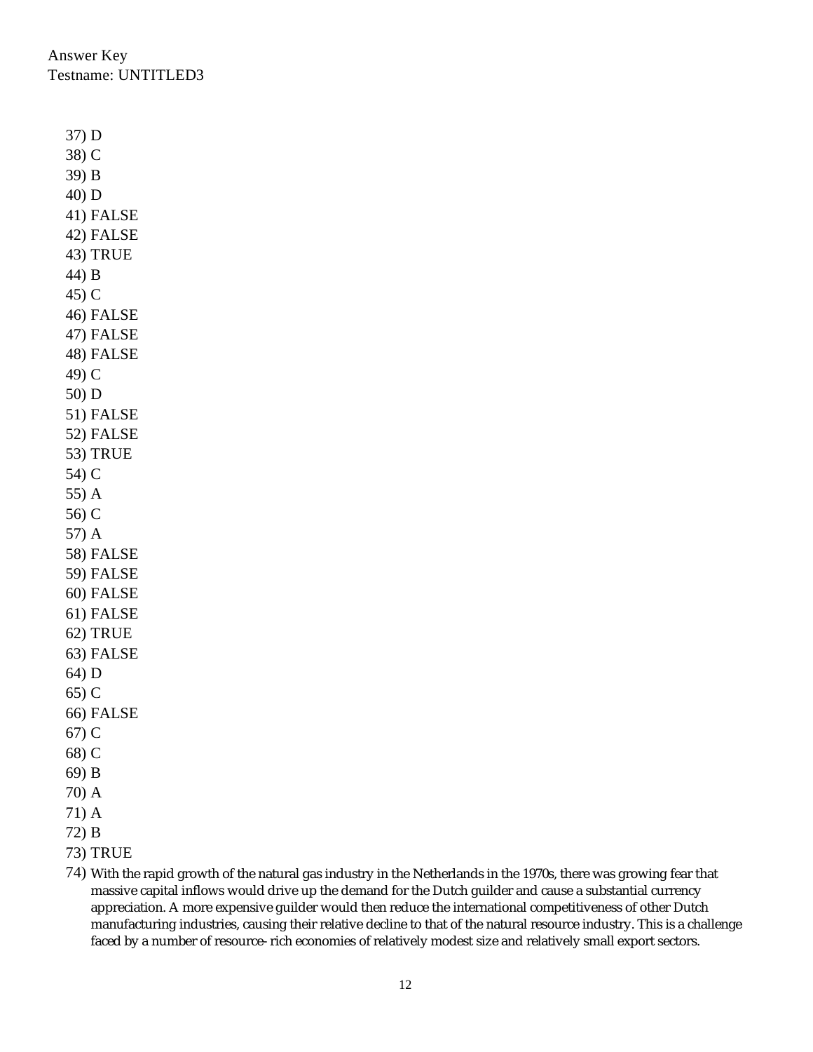Answer Key
Testname: UNTITLED3

37) D
38) C
39) B
40) D
41) FALSE
42) FALSE
43) TRUE
44) B
45) C
46) FALSE
47) FALSE
48) FALSE
49) C
50) D
51) FALSE
52) FALSE
53) TRUE
54) C
55) A
56) C
57) A
58) FALSE
59) FALSE
60) FALSE
61) FALSE
62) TRUE
63) FALSE
64) D
65) C
66) FALSE
67) C
68) C
69) B
70) A
71) A
72) B
73) TRUE
74) With the rapid growth of the natural gas industry in the Netherlands in the 1970s, there was growing fear that massive capital inflows would drive up the demand for the Dutch guilder and cause a substantial currency appreciation. A more expensive guilder would then reduce the international competitiveness of other Dutch manufacturing industries, causing their relative decline to that of the natural resource industry. This is a challenge faced by a number of resource- rich economies of relatively modest size and relatively small export sectors.